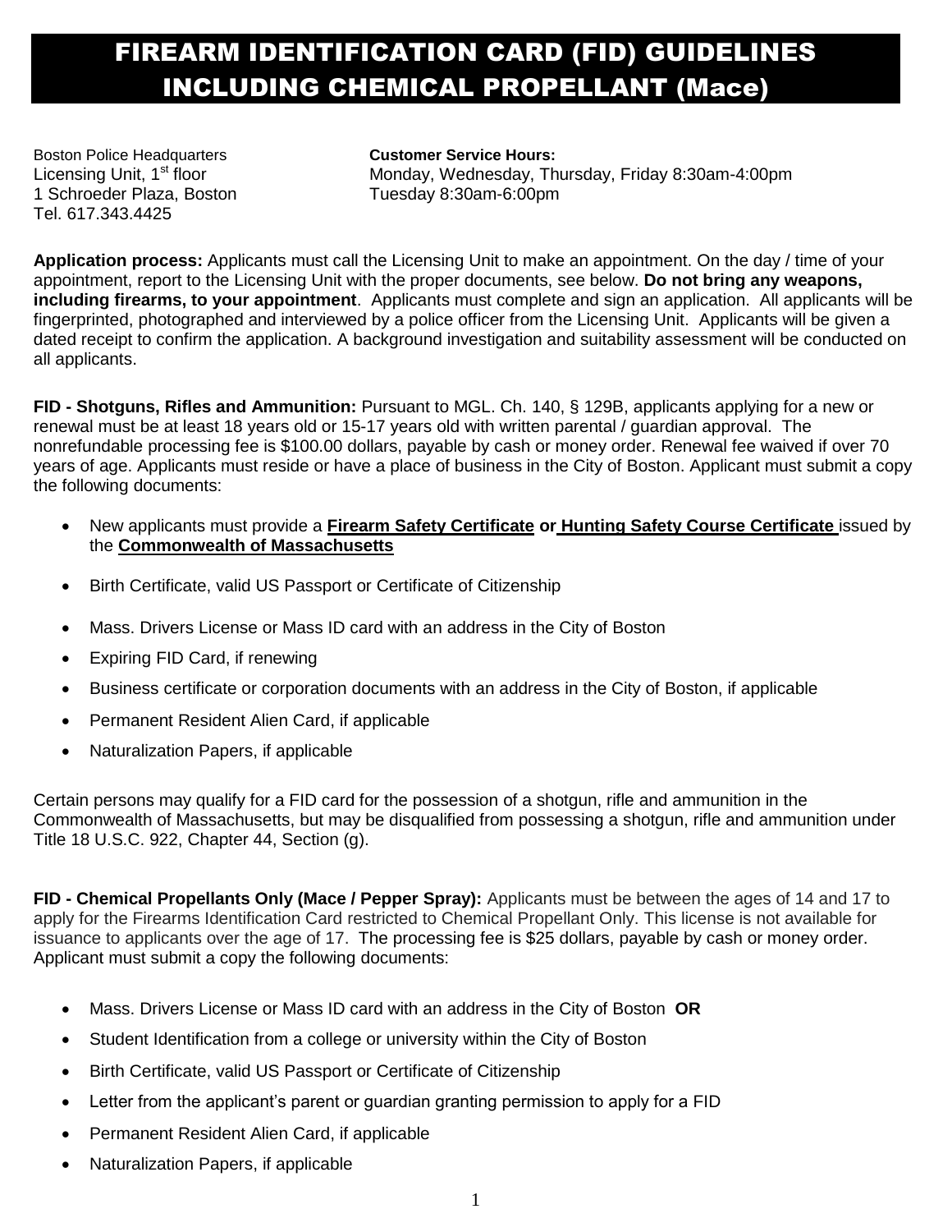# FIREARM IDENTIFICATION CARD (FID) GUIDELINES INCLUDING CHEMICAL PROPELLANT (Mace)

Boston Police Headquarters
Licensing Unit, 1st floor
1 Schroeder Plaza, Boston
Tel. 617.343.4425

**Customer Service Hours:**
Monday, Wednesday, Thursday, Friday 8:30am-4:00pm
Tuesday 8:30am-6:00pm

**Application process:** Applicants must call the Licensing Unit to make an appointment. On the day / time of your appointment, report to the Licensing Unit with the proper documents, see below. **Do not bring any weapons, including firearms, to your appointment**. Applicants must complete and sign an application. All applicants will be fingerprinted, photographed and interviewed by a police officer from the Licensing Unit. Applicants will be given a dated receipt to confirm the application. A background investigation and suitability assessment will be conducted on all applicants.

**FID - Shotguns, Rifles and Ammunition:** Pursuant to MGL. Ch. 140, § 129B, applicants applying for a new or renewal must be at least 18 years old or 15-17 years old with written parental / guardian approval. The nonrefundable processing fee is $100.00 dollars, payable by cash or money order. Renewal fee waived if over 70 years of age. Applicants must reside or have a place of business in the City of Boston. Applicant must submit a copy the following documents:

- New applicants must provide a **Firearm Safety Certificate or Hunting Safety Course Certificate** issued by the **Commonwealth of Massachusetts**
- Birth Certificate, valid US Passport or Certificate of Citizenship
- Mass. Drivers License or Mass ID card with an address in the City of Boston
- Expiring FID Card, if renewing
- Business certificate or corporation documents with an address in the City of Boston, if applicable
- Permanent Resident Alien Card, if applicable
- Naturalization Papers, if applicable

Certain persons may qualify for a FID card for the possession of a shotgun, rifle and ammunition in the Commonwealth of Massachusetts, but may be disqualified from possessing a shotgun, rifle and ammunition under Title 18 U.S.C. 922, Chapter 44, Section (g).

**FID - Chemical Propellants Only (Mace / Pepper Spray):** Applicants must be between the ages of 14 and 17 to apply for the Firearms Identification Card restricted to Chemical Propellant Only. This license is not available for issuance to applicants over the age of 17. The processing fee is $25 dollars, payable by cash or money order. Applicant must submit a copy the following documents:

- Mass. Drivers License or Mass ID card with an address in the City of Boston **OR**
- Student Identification from a college or university within the City of Boston
- Birth Certificate, valid US Passport or Certificate of Citizenship
- Letter from the applicant's parent or guardian granting permission to apply for a FID
- Permanent Resident Alien Card, if applicable
- Naturalization Papers, if applicable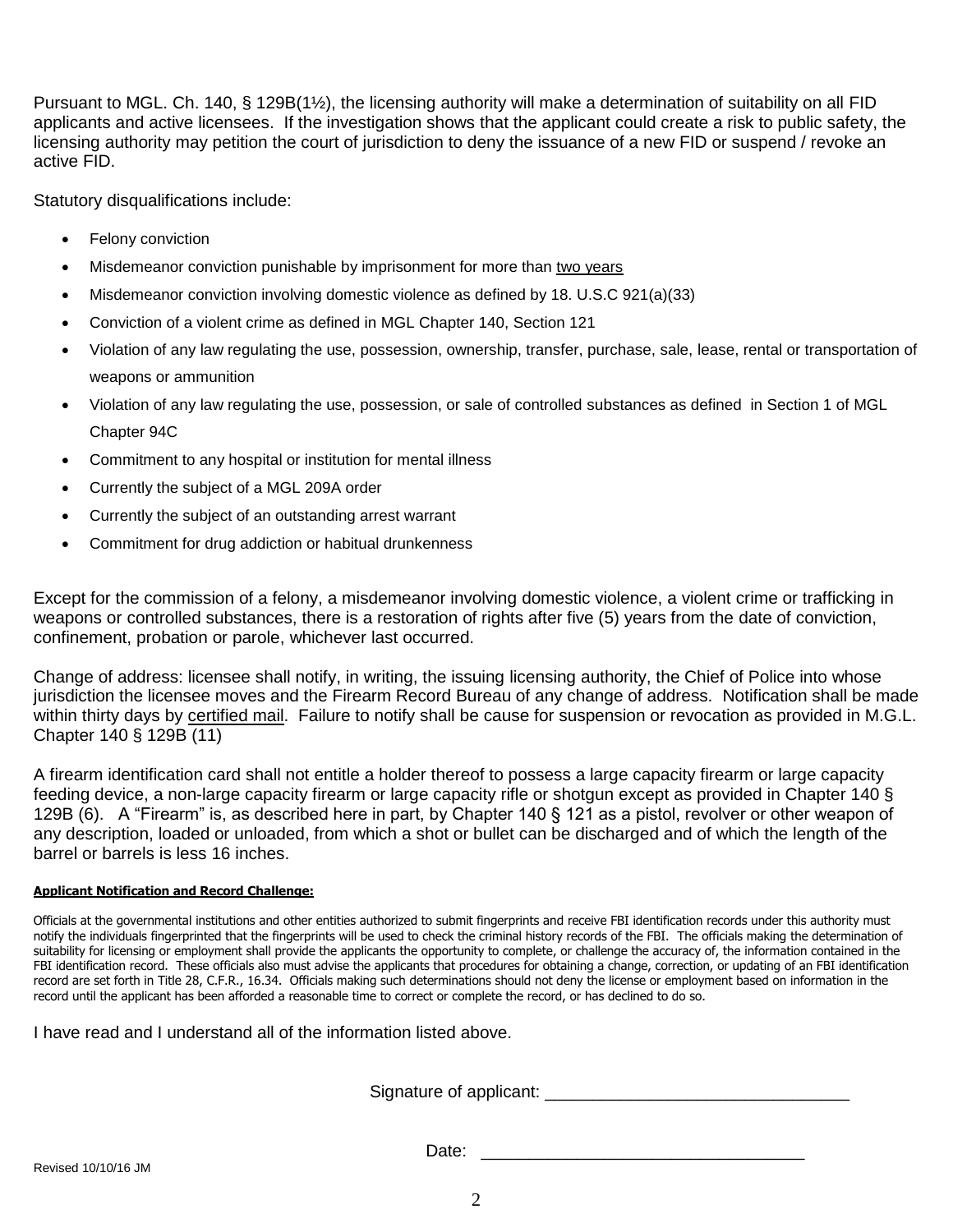Pursuant to MGL. Ch. 140, § 129B(1½), the licensing authority will make a determination of suitability on all FID applicants and active licensees. If the investigation shows that the applicant could create a risk to public safety, the licensing authority may petition the court of jurisdiction to deny the issuance of a new FID or suspend / revoke an active FID.

Statutory disqualifications include:

- Felony conviction
- Misdemeanor conviction punishable by imprisonment for more than two years
- Misdemeanor conviction involving domestic violence as defined by 18. U.S.C 921(a)(33)
- Conviction of a violent crime as defined in MGL Chapter 140, Section 121
- Violation of any law regulating the use, possession, ownership, transfer, purchase, sale, lease, rental or transportation of weapons or ammunition
- Violation of any law regulating the use, possession, or sale of controlled substances as defined in Section 1 of MGL Chapter 94C
- Commitment to any hospital or institution for mental illness
- Currently the subject of a MGL 209A order
- Currently the subject of an outstanding arrest warrant
- Commitment for drug addiction or habitual drunkenness

Except for the commission of a felony, a misdemeanor involving domestic violence, a violent crime or trafficking in weapons or controlled substances, there is a restoration of rights after five (5) years from the date of conviction, confinement, probation or parole, whichever last occurred.

Change of address: licensee shall notify, in writing, the issuing licensing authority, the Chief of Police into whose jurisdiction the licensee moves and the Firearm Record Bureau of any change of address. Notification shall be made within thirty days by certified mail. Failure to notify shall be cause for suspension or revocation as provided in M.G.L. Chapter 140 § 129B (11)

A firearm identification card shall not entitle a holder thereof to possess a large capacity firearm or large capacity feeding device, a non-large capacity firearm or large capacity rifle or shotgun except as provided in Chapter 140 § 129B (6). A "Firearm" is, as described here in part, by Chapter 140 § 121 as a pistol, revolver or other weapon of any description, loaded or unloaded, from which a shot or bullet can be discharged and of which the length of the barrel or barrels is less 16 inches.

**Applicant Notification and Record Challenge:**

Officials at the governmental institutions and other entities authorized to submit fingerprints and receive FBI identification records under this authority must notify the individuals fingerprinted that the fingerprints will be used to check the criminal history records of the FBI. The officials making the determination of suitability for licensing or employment shall provide the applicants the opportunity to complete, or challenge the accuracy of, the information contained in the FBI identification record. These officials also must advise the applicants that procedures for obtaining a change, correction, or updating of an FBI identification record are set forth in Title 28, C.F.R., 16.34. Officials making such determinations should not deny the license or employment based on information in the record until the applicant has been afforded a reasonable time to correct or complete the record, or has declined to do so.

I have read and I understand all of the information listed above.

Signature of applicant: ________________________________

Date: __________________________________

Revised 10/10/16 JM